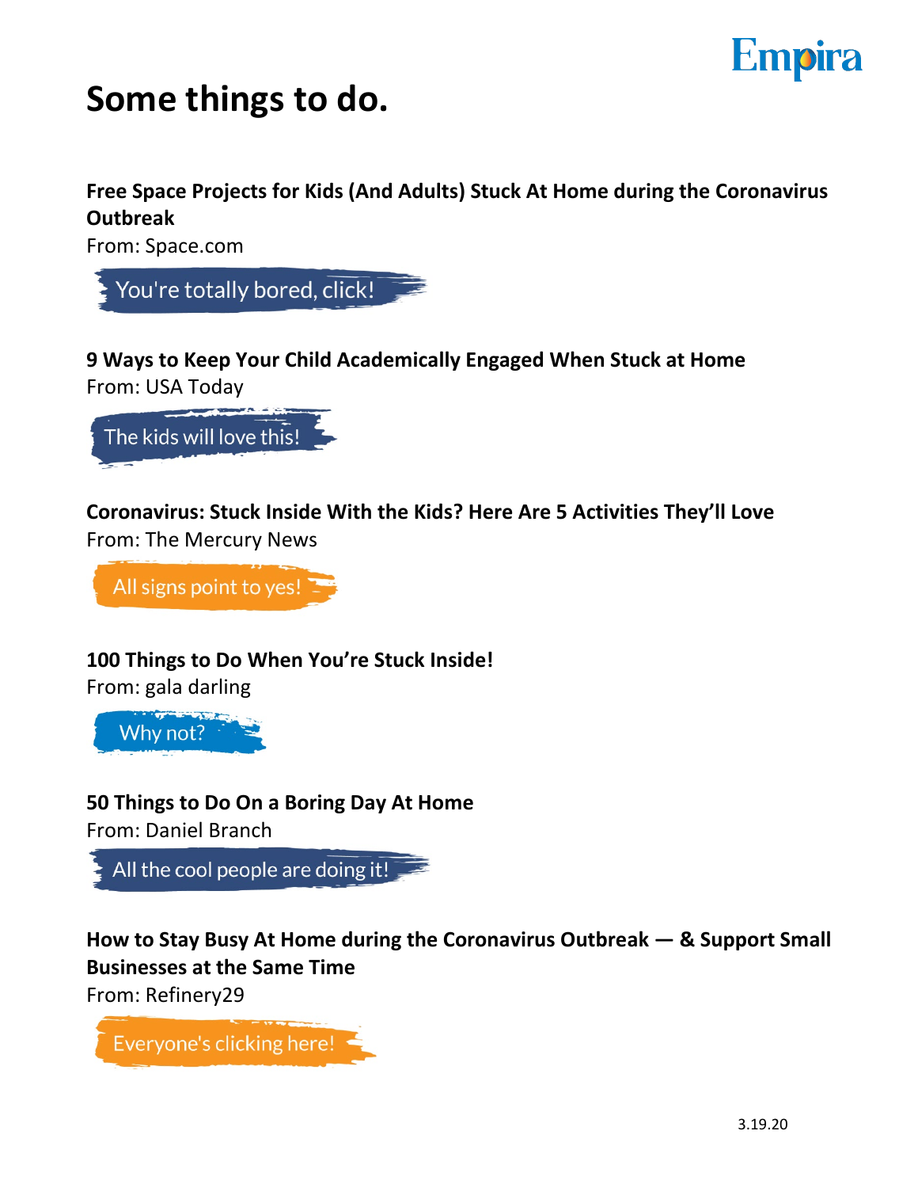Empira

# Some things to do.

**Free Space Projects for Kids (And Adults) Stuck At Home during the Coronavirus Outbreak**
From: Space.com

You're totally bored, click!

**9 Ways to Keep Your Child Academically Engaged When Stuck at Home**
From: USA Today

The kids will love this!

**Coronavirus: Stuck Inside With the Kids? Here Are 5 Activities They'll Love**
From: The Mercury News

All signs point to yes!

**100 Things to Do When You're Stuck Inside!**
From: gala darling

Why not?

**50 Things to Do On a Boring Day At Home**
From: Daniel Branch

All the cool people are doing it!

**How to Stay Busy At Home during the Coronavirus Outbreak — & Support Small Businesses at the Same Time**
From: Refinery29

Everyone's clicking here!

3.19.20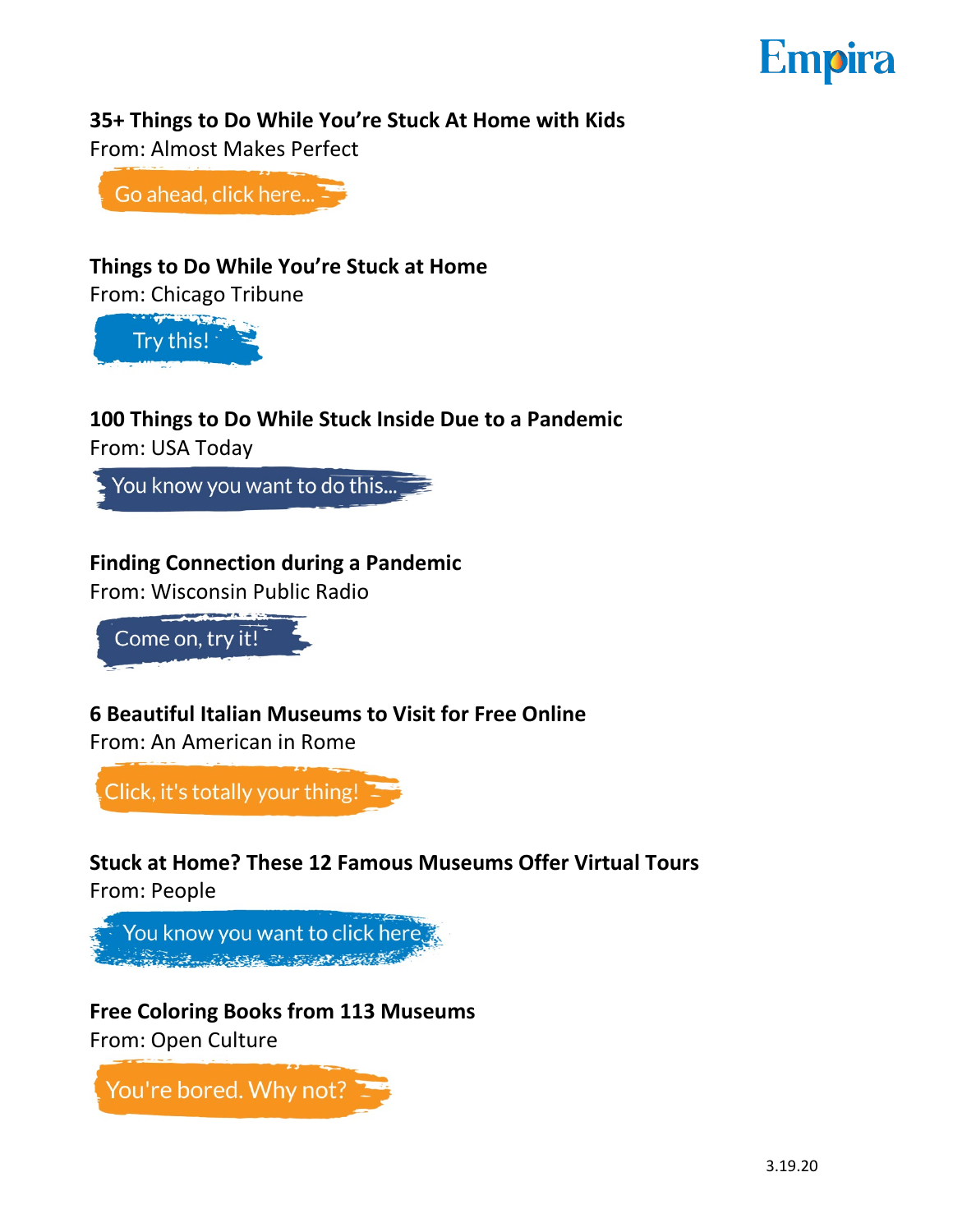**35+ Things to Do While You're Stuck At Home with Kids**
From: Almost Makes Perfect

Go ahead, click here...

**Things to Do While You're Stuck at Home**
From: Chicago Tribune

Try this!

**100 Things to Do While Stuck Inside Due to a Pandemic**
From: USA Today

You know you want to do this...

**Finding Connection during a Pandemic**
From: Wisconsin Public Radio

Come on, try it!

**6 Beautiful Italian Museums to Visit for Free Online**
From: An American in Rome

Click, it's totally your thing!

**Stuck at Home? These 12 Famous Museums Offer Virtual Tours**
From: People

You know you want to click here

**Free Coloring Books from 113 Museums**
From: Open Culture

You're bored. Why not?

3.19.20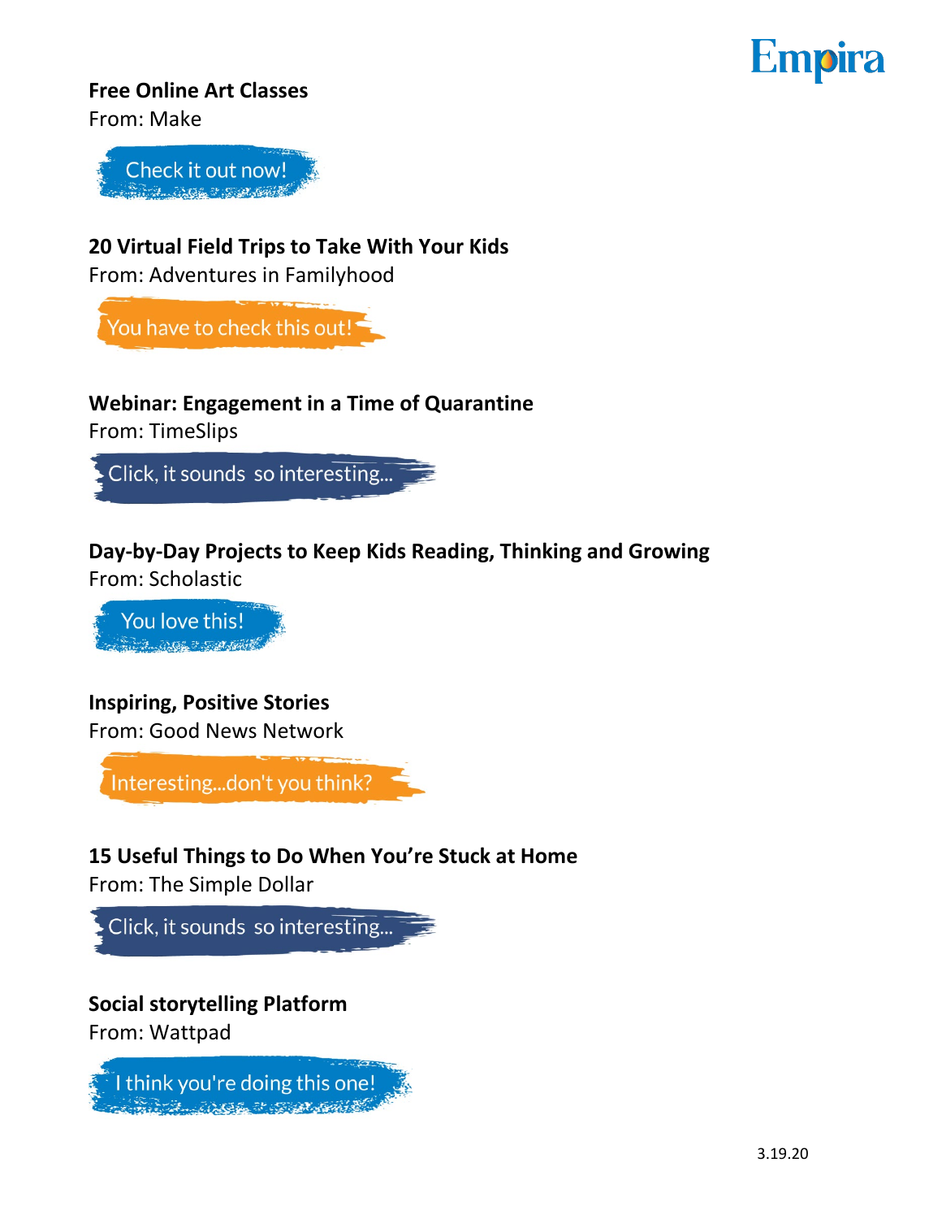**Free Online Art Classes**
From: Make

Check it out now!

**20 Virtual Field Trips to Take With Your Kids**
From: Adventures in Familyhood

You have to check this out!

**Webinar: Engagement in a Time of Quarantine**
From: TimeSlips

Click, it sounds so interesting...

**Day-by-Day Projects to Keep Kids Reading, Thinking and Growing**
From: Scholastic

You love this!

**Inspiring, Positive Stories**
From: Good News Network

Interesting...don't you think?

**15 Useful Things to Do When You're Stuck at Home**
From: The Simple Dollar

Click, it sounds so interesting...

**Social storytelling Platform**
From: Wattpad

I think you're doing this one!

3.19.20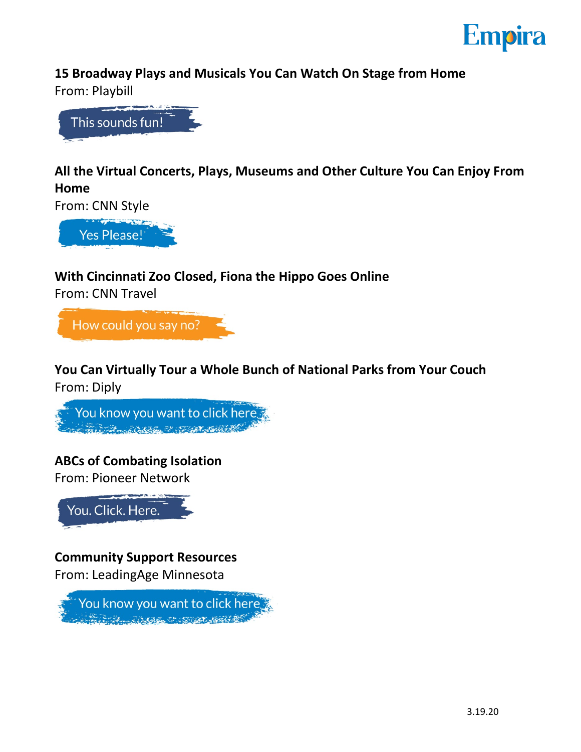**15 Broadway Plays and Musicals You Can Watch On Stage from Home**
From: Playbill

This sounds fun!

**All the Virtual Concerts, Plays, Museums and Other Culture You Can Enjoy From Home**
From: CNN Style

Yes Please!

**With Cincinnati Zoo Closed, Fiona the Hippo Goes Online**
From: CNN Travel

How could you say no?

**You Can Virtually Tour a Whole Bunch of National Parks from Your Couch**
From: Diply

You know you want to click here

**ABCs of Combating Isolation**
From: Pioneer Network

You. Click. Here.

**Community Support Resources**
From: LeadingAge Minnesota

You know you want to click here

3.19.20